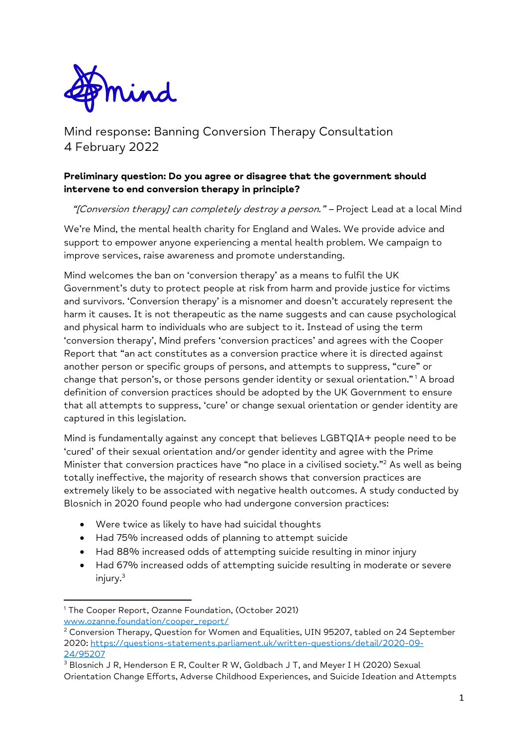# Mind response: Banning Conversion Therapy Consultation
4 February 2022

**Preliminary question: Do you agree or disagree that the government should intervene to end conversion therapy in principle?**

*"[Conversion therapy] can completely destroy a person."* – Project Lead at a local Mind

We're Mind, the mental health charity for England and Wales. We provide advice and support to empower anyone experiencing a mental health problem. We campaign to improve services, raise awareness and promote understanding.

Mind welcomes the ban on 'conversion therapy' as a means to fulfil the UK Government's duty to protect people at risk from harm and provide justice for victims and survivors. 'Conversion therapy' is a misnomer and doesn't accurately represent the harm it causes. It is not therapeutic as the name suggests and can cause psychological and physical harm to individuals who are subject to it. Instead of using the term 'conversion therapy', Mind prefers 'conversion practices' and agrees with the Cooper Report that "an act constitutes as a conversion practice where it is directed against another person or specific groups of persons, and attempts to suppress, "cure" or change that person's, or those persons gender identity or sexual orientation." [1] A broad definition of conversion practices should be adopted by the UK Government to ensure that all attempts to suppress, 'cure' or change sexual orientation or gender identity are captured in this legislation.

Mind is fundamentally against any concept that believes LGBTQIA+ people need to be 'cured' of their sexual orientation and/or gender identity and agree with the Prime Minister that conversion practices have "no place in a civilised society."[2] As well as being totally ineffective, the majority of research shows that conversion practices are extremely likely to be associated with negative health outcomes. A study conducted by Blosnich in 2020 found people who had undergone conversion practices:

- Were twice as likely to have had suicidal thoughts
- Had 75% increased odds of planning to attempt suicide
- Had 88% increased odds of attempting suicide resulting in minor injury
- Had 67% increased odds of attempting suicide resulting in moderate or severe injury.[3]

---

[1] The Cooper Report, Ozanne Foundation, (October 2021) www.ozanne.foundation/cooper_report/

[2] Conversion Therapy, Question for Women and Equalities, UIN 95207, tabled on 24 September 2020: https://questions-statements.parliament.uk/written-questions/detail/2020-09-24/95207

[3] Blosnich J R, Henderson E R, Coulter R W, Goldbach J T, and Meyer I H (2020) Sexual Orientation Change Efforts, Adverse Childhood Experiences, and Suicide Ideation and Attempts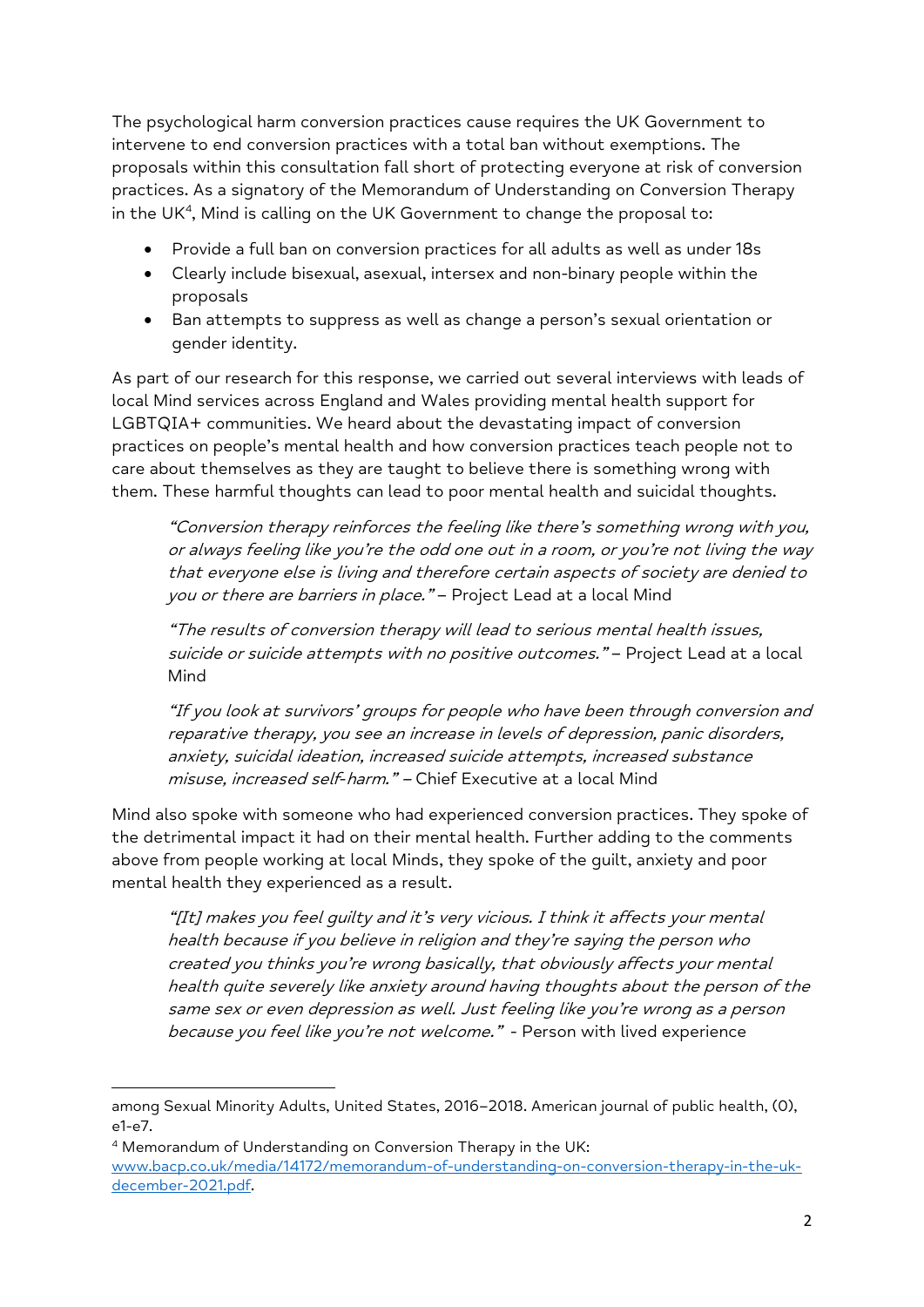The psychological harm conversion practices cause requires the UK Government to intervene to end conversion practices with a total ban without exemptions. The proposals within this consultation fall short of protecting everyone at risk of conversion practices. As a signatory of the Memorandum of Understanding on Conversion Therapy in the UK[4], Mind is calling on the UK Government to change the proposal to:

- Provide a full ban on conversion practices for all adults as well as under 18s
- Clearly include bisexual, asexual, intersex and non-binary people within the proposals
- Ban attempts to suppress as well as change a person's sexual orientation or gender identity.

As part of our research for this response, we carried out several interviews with leads of local Mind services across England and Wales providing mental health support for LGBTQIA+ communities. We heard about the devastating impact of conversion practices on people's mental health and how conversion practices teach people not to care about themselves as they are taught to believe there is something wrong with them. These harmful thoughts can lead to poor mental health and suicidal thoughts.

> *"Conversion therapy reinforces the feeling like there's something wrong with you, or always feeling like you're the odd one out in a room, or you're not living the way that everyone else is living and therefore certain aspects of society are denied to you or there are barriers in place."* – Project Lead at a local Mind

> *"The results of conversion therapy will lead to serious mental health issues, suicide or suicide attempts with no positive outcomes."* – Project Lead at a local Mind

> *"If you look at survivors' groups for people who have been through conversion and reparative therapy, you see an increase in levels of depression, panic disorders, anxiety, suicidal ideation, increased suicide attempts, increased substance misuse, increased self-harm."* – Chief Executive at a local Mind

Mind also spoke with someone who had experienced conversion practices. They spoke of the detrimental impact it had on their mental health. Further adding to the comments above from people working at local Minds, they spoke of the guilt, anxiety and poor mental health they experienced as a result.

> *"[It] makes you feel guilty and it's very vicious. I think it affects your mental health because if you believe in religion and they're saying the person who created you thinks you're wrong basically, that obviously affects your mental health quite severely like anxiety around having thoughts about the person of the same sex or even depression as well. Just feeling like you're wrong as a person because you feel like you're not welcome."* - Person with lived experience

---

among Sexual Minority Adults, United States, 2016–2018. American journal of public health, (0), e1-e7.

[4] Memorandum of Understanding on Conversion Therapy in the UK: www.bacp.co.uk/media/14172/memorandum-of-understanding-on-conversion-therapy-in-the-uk-december-2021.pdf.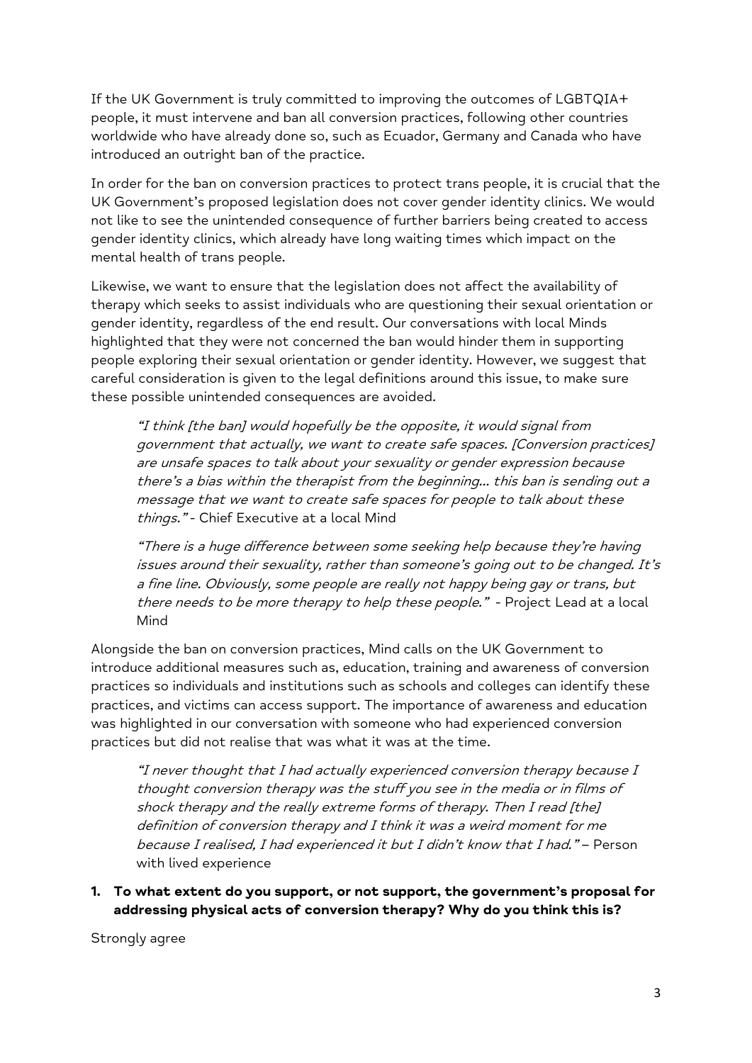If the UK Government is truly committed to improving the outcomes of LGBTQIA+ people, it must intervene and ban all conversion practices, following other countries worldwide who have already done so, such as Ecuador, Germany and Canada who have introduced an outright ban of the practice.

In order for the ban on conversion practices to protect trans people, it is crucial that the UK Government's proposed legislation does not cover gender identity clinics. We would not like to see the unintended consequence of further barriers being created to access gender identity clinics, which already have long waiting times which impact on the mental health of trans people.

Likewise, we want to ensure that the legislation does not affect the availability of therapy which seeks to assist individuals who are questioning their sexual orientation or gender identity, regardless of the end result. Our conversations with local Minds highlighted that they were not concerned the ban would hinder them in supporting people exploring their sexual orientation or gender identity. However, we suggest that careful consideration is given to the legal definitions around this issue, to make sure these possible unintended consequences are avoided.

> *"I think [the ban] would hopefully be the opposite, it would signal from government that actually, we want to create safe spaces. [Conversion practices] are unsafe spaces to talk about your sexuality or gender expression because there's a bias within the therapist from the beginning... this ban is sending out a message that we want to create safe spaces for people to talk about these things."* - Chief Executive at a local Mind

> *"There is a huge difference between some seeking help because they're having issues around their sexuality, rather than someone's going out to be changed. It's a fine line. Obviously, some people are really not happy being gay or trans, but there needs to be more therapy to help these people."* - Project Lead at a local Mind

Alongside the ban on conversion practices, Mind calls on the UK Government to introduce additional measures such as, education, training and awareness of conversion practices so individuals and institutions such as schools and colleges can identify these practices, and victims can access support. The importance of awareness and education was highlighted in our conversation with someone who had experienced conversion practices but did not realise that was what it was at the time.

> *"I never thought that I had actually experienced conversion therapy because I thought conversion therapy was the stuff you see in the media or in films of shock therapy and the really extreme forms of therapy. Then I read [the] definition of conversion therapy and I think it was a weird moment for me because I realised, I had experienced it but I didn't know that I had."* – Person with lived experience

1. **To what extent do you support, or not support, the government's proposal for addressing physical acts of conversion therapy? Why do you think this is?**

Strongly agree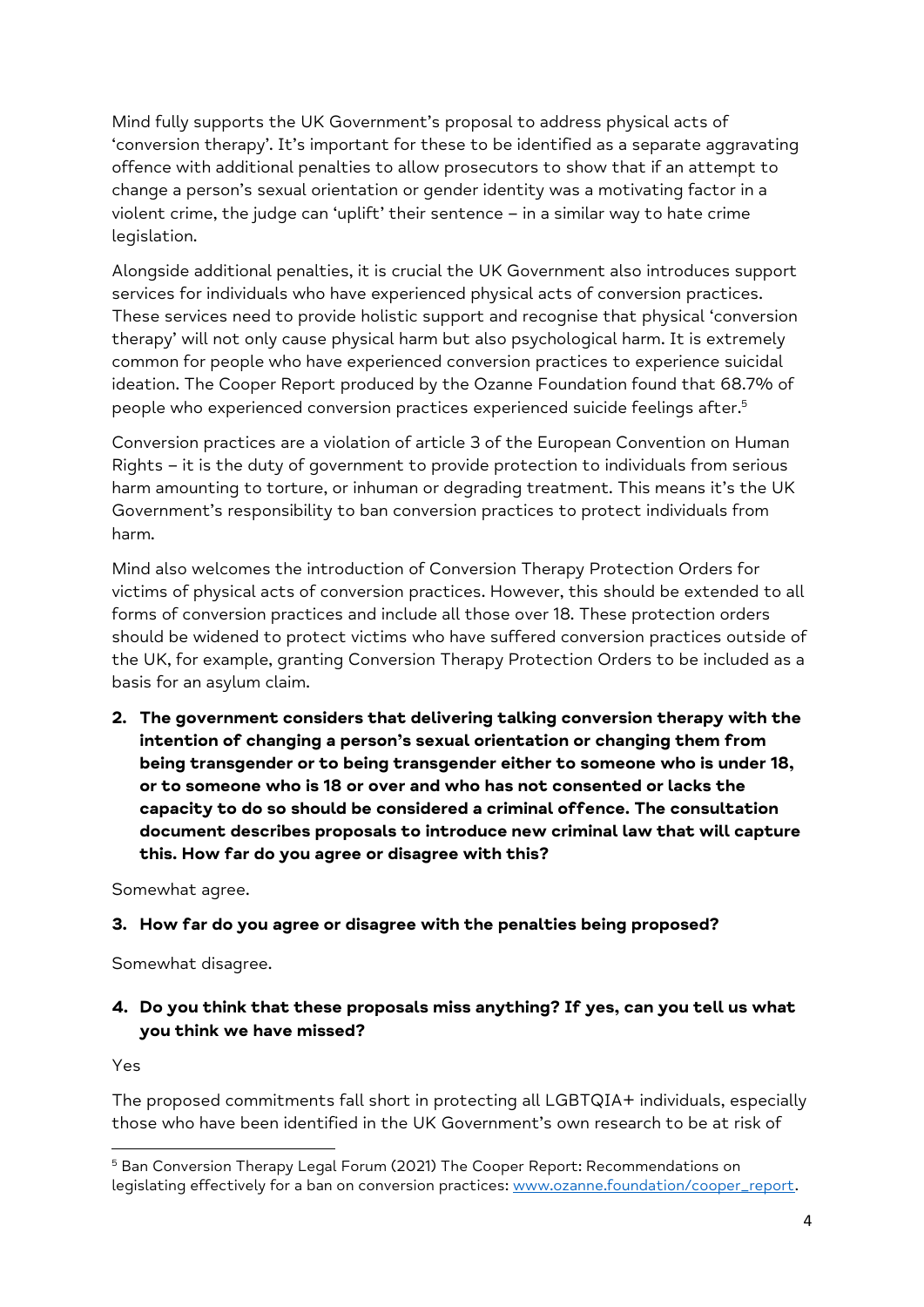Mind fully supports the UK Government's proposal to address physical acts of 'conversion therapy'. It's important for these to be identified as a separate aggravating offence with additional penalties to allow prosecutors to show that if an attempt to change a person's sexual orientation or gender identity was a motivating factor in a violent crime, the judge can 'uplift' their sentence – in a similar way to hate crime legislation.

Alongside additional penalties, it is crucial the UK Government also introduces support services for individuals who have experienced physical acts of conversion practices. These services need to provide holistic support and recognise that physical 'conversion therapy' will not only cause physical harm but also psychological harm. It is extremely common for people who have experienced conversion practices to experience suicidal ideation. The Cooper Report produced by the Ozanne Foundation found that 68.7% of people who experienced conversion practices experienced suicide feelings after.[5]

Conversion practices are a violation of article 3 of the European Convention on Human Rights – it is the duty of government to provide protection to individuals from serious harm amounting to torture, or inhuman or degrading treatment. This means it's the UK Government's responsibility to ban conversion practices to protect individuals from harm.

Mind also welcomes the introduction of Conversion Therapy Protection Orders for victims of physical acts of conversion practices. However, this should be extended to all forms of conversion practices and include all those over 18. These protection orders should be widened to protect victims who have suffered conversion practices outside of the UK, for example, granting Conversion Therapy Protection Orders to be included as a basis for an asylum claim.

2. **The government considers that delivering talking conversion therapy with the intention of changing a person's sexual orientation or changing them from being transgender or to being transgender either to someone who is under 18, or to someone who is 18 or over and who has not consented or lacks the capacity to do so should be considered a criminal offence. The consultation document describes proposals to introduce new criminal law that will capture this. How far do you agree or disagree with this?**

Somewhat agree.

3. **How far do you agree or disagree with the penalties being proposed?**

Somewhat disagree.

4. **Do you think that these proposals miss anything? If yes, can you tell us what you think we have missed?**

Yes

The proposed commitments fall short in protecting all LGBTQIA+ individuals, especially those who have been identified in the UK Government's own research to be at risk of

---

[5] Ban Conversion Therapy Legal Forum (2021) The Cooper Report: Recommendations on legislating effectively for a ban on conversion practices: [www.ozanne.foundation/cooper_report](http://www.ozanne.foundation/cooper_report).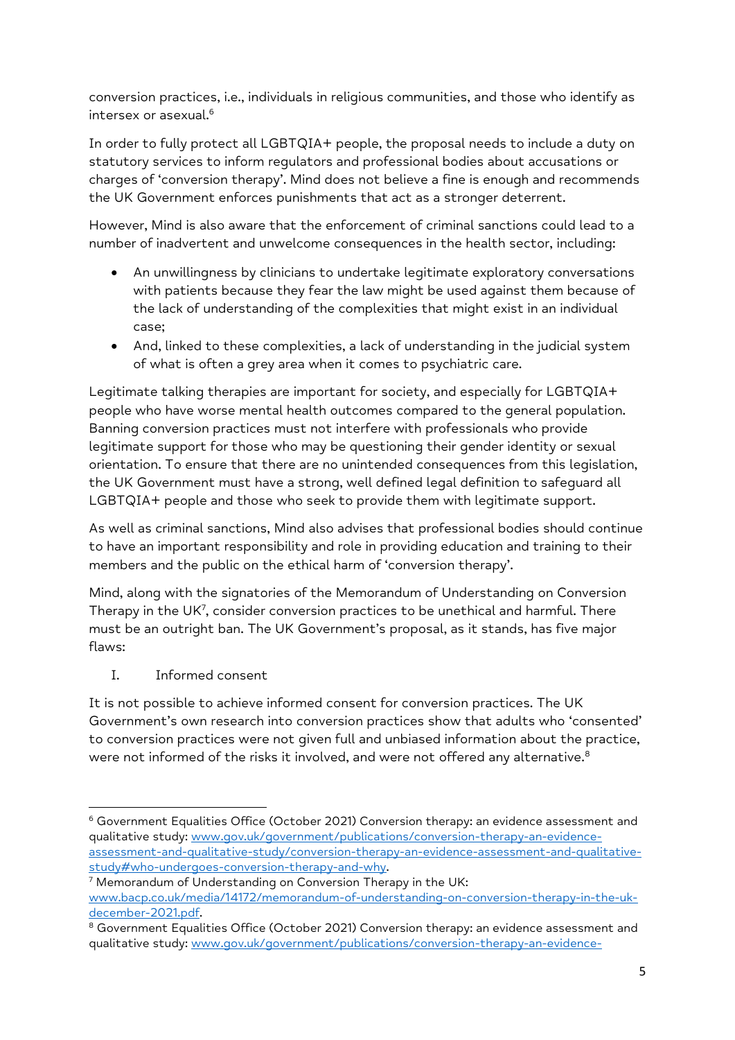conversion practices, i.e., individuals in religious communities, and those who identify as intersex or asexual.[6]

In order to fully protect all LGBTQIA+ people, the proposal needs to include a duty on statutory services to inform regulators and professional bodies about accusations or charges of 'conversion therapy'. Mind does not believe a fine is enough and recommends the UK Government enforces punishments that act as a stronger deterrent.

However, Mind is also aware that the enforcement of criminal sanctions could lead to a number of inadvertent and unwelcome consequences in the health sector, including:

- An unwillingness by clinicians to undertake legitimate exploratory conversations with patients because they fear the law might be used against them because of the lack of understanding of the complexities that might exist in an individual case;
- And, linked to these complexities, a lack of understanding in the judicial system of what is often a grey area when it comes to psychiatric care.

Legitimate talking therapies are important for society, and especially for LGBTQIA+ people who have worse mental health outcomes compared to the general population. Banning conversion practices must not interfere with professionals who provide legitimate support for those who may be questioning their gender identity or sexual orientation. To ensure that there are no unintended consequences from this legislation, the UK Government must have a strong, well defined legal definition to safeguard all LGBTQIA+ people and those who seek to provide them with legitimate support.

As well as criminal sanctions, Mind also advises that professional bodies should continue to have an important responsibility and role in providing education and training to their members and the public on the ethical harm of 'conversion therapy'.

Mind, along with the signatories of the Memorandum of Understanding on Conversion Therapy in the UK[7], consider conversion practices to be unethical and harmful. There must be an outright ban. The UK Government's proposal, as it stands, has five major flaws:

I. Informed consent

It is not possible to achieve informed consent for conversion practices. The UK Government's own research into conversion practices show that adults who 'consented' to conversion practices were not given full and unbiased information about the practice, were not informed of the risks it involved, and were not offered any alternative.[8]

---

[6] Government Equalities Office (October 2021) Conversion therapy: an evidence assessment and qualitative study: www.gov.uk/government/publications/conversion-therapy-an-evidence-assessment-and-qualitative-study/conversion-therapy-an-evidence-assessment-and-qualitative-study#who-undergoes-conversion-therapy-and-why.

[7] Memorandum of Understanding on Conversion Therapy in the UK: www.bacp.co.uk/media/14172/memorandum-of-understanding-on-conversion-therapy-in-the-uk-december-2021.pdf.

[8] Government Equalities Office (October 2021) Conversion therapy: an evidence assessment and qualitative study: www.gov.uk/government/publications/conversion-therapy-an-evidence-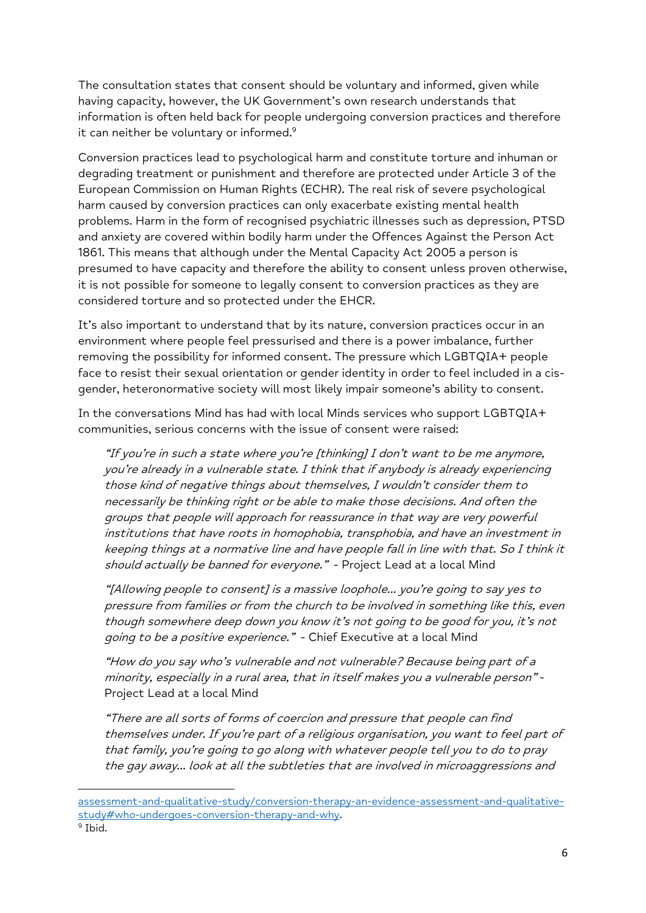The consultation states that consent should be voluntary and informed, given while having capacity, however, the UK Government's own research understands that information is often held back for people undergoing conversion practices and therefore it can neither be voluntary or informed.[9]

Conversion practices lead to psychological harm and constitute torture and inhuman or degrading treatment or punishment and therefore are protected under Article 3 of the European Commission on Human Rights (ECHR). The real risk of severe psychological harm caused by conversion practices can only exacerbate existing mental health problems. Harm in the form of recognised psychiatric illnesses such as depression, PTSD and anxiety are covered within bodily harm under the Offences Against the Person Act 1861. This means that although under the Mental Capacity Act 2005 a person is presumed to have capacity and therefore the ability to consent unless proven otherwise, it is not possible for someone to legally consent to conversion practices as they are considered torture and so protected under the EHCR.

It's also important to understand that by its nature, conversion practices occur in an environment where people feel pressurised and there is a power imbalance, further removing the possibility for informed consent. The pressure which LGBTQIA+ people face to resist their sexual orientation or gender identity in order to feel included in a cis-gender, heteronormative society will most likely impair someone's ability to consent.

In the conversations Mind has had with local Minds services who support LGBTQIA+ communities, serious concerns with the issue of consent were raised:

> *"If you're in such a state where you're [thinking] I don't want to be me anymore, you're already in a vulnerable state. I think that if anybody is already experiencing those kind of negative things about themselves, I wouldn't consider them to necessarily be thinking right or be able to make those decisions. And often the groups that people will approach for reassurance in that way are very powerful institutions that have roots in homophobia, transphobia, and have an investment in keeping things at a normative line and have people fall in line with that. So I think it should actually be banned for everyone."* - Project Lead at a local Mind

> *"[Allowing people to consent] is a massive loophole... you're going to say yes to pressure from families or from the church to be involved in something like this, even though somewhere deep down you know it's not going to be good for you, it's not going to be a positive experience."* - Chief Executive at a local Mind

> *"How do you say who's vulnerable and not vulnerable? Because being part of a minority, especially in a rural area, that in itself makes you a vulnerable person"* - Project Lead at a local Mind

> *"There are all sorts of forms of coercion and pressure that people can find themselves under. If you're part of a religious organisation, you want to feel part of that family, you're going to go along with whatever people tell you to do to pray the gay away... look at all the subtleties that are involved in microaggressions and*

---

assessment-and-qualitative-study/conversion-therapy-an-evidence-assessment-and-qualitative-study#who-undergoes-conversion-therapy-and-why.

[9] Ibid.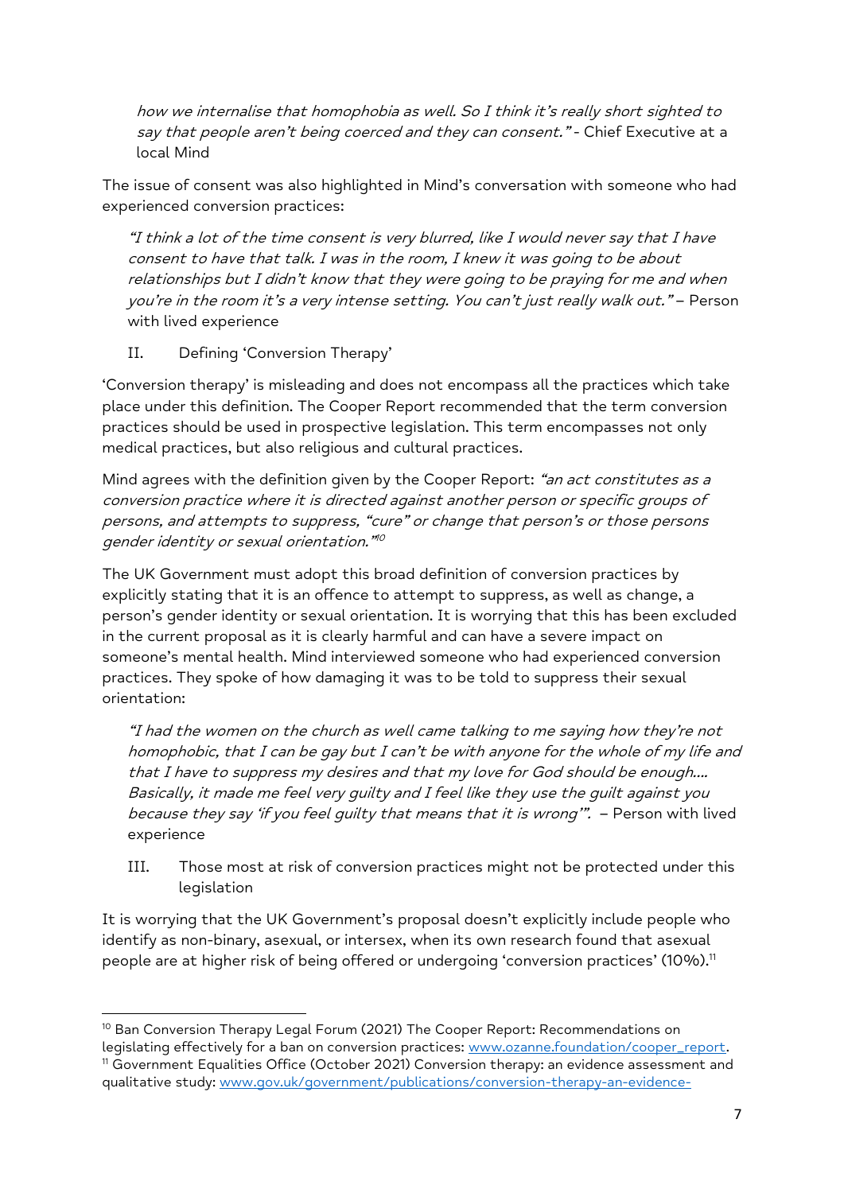*how we internalise that homophobia as well. So I think it's really short sighted to say that people aren't being coerced and they can consent."* - Chief Executive at a local Mind

The issue of consent was also highlighted in Mind's conversation with someone who had experienced conversion practices:

> *"I think a lot of the time consent is very blurred, like I would never say that I have consent to have that talk. I was in the room, I knew it was going to be about relationships but I didn't know that they were going to be praying for me and when you're in the room it's a very intense setting. You can't just really walk out."* – Person with lived experience

### II. Defining 'Conversion Therapy'

'Conversion therapy' is misleading and does not encompass all the practices which take place under this definition. The Cooper Report recommended that the term conversion practices should be used in prospective legislation. This term encompasses not only medical practices, but also religious and cultural practices.

Mind agrees with the definition given by the Cooper Report: *"an act constitutes as a conversion practice where it is directed against another person or specific groups of persons, and attempts to suppress, "cure" or change that person's or those persons gender identity or sexual orientation."*[10]

The UK Government must adopt this broad definition of conversion practices by explicitly stating that it is an offence to attempt to suppress, as well as change, a person's gender identity or sexual orientation. It is worrying that this has been excluded in the current proposal as it is clearly harmful and can have a severe impact on someone's mental health. Mind interviewed someone who had experienced conversion practices. They spoke of how damaging it was to be told to suppress their sexual orientation:

> *"I had the women on the church as well came talking to me saying how they're not homophobic, that I can be gay but I can't be with anyone for the whole of my life and that I have to suppress my desires and that my love for God should be enough.... Basically, it made me feel very guilty and I feel like they use the guilt against you because they say 'if you feel guilty that means that it is wrong'".* – Person with lived experience

### III. Those most at risk of conversion practices might not be protected under this legislation

It is worrying that the UK Government's proposal doesn't explicitly include people who identify as non-binary, asexual, or intersex, when its own research found that asexual people are at higher risk of being offered or undergoing 'conversion practices' (10%).[11]

---

[10] Ban Conversion Therapy Legal Forum (2021) The Cooper Report: Recommendations on legislating effectively for a ban on conversion practices: www.ozanne.foundation/cooper_report.

[11] Government Equalities Office (October 2021) Conversion therapy: an evidence assessment and qualitative study: www.gov.uk/government/publications/conversion-therapy-an-evidence-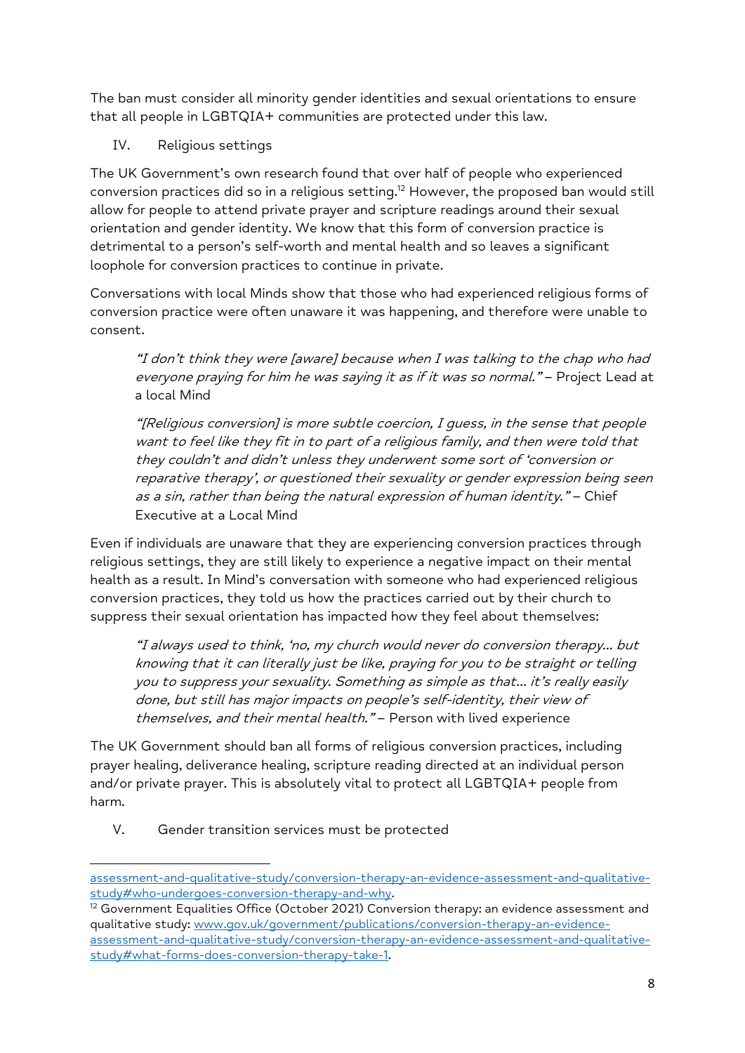The ban must consider all minority gender identities and sexual orientations to ensure that all people in LGBTQIA+ communities are protected under this law.

## IV. Religious settings

The UK Government's own research found that over half of people who experienced conversion practices did so in a religious setting.[12] However, the proposed ban would still allow for people to attend private prayer and scripture readings around their sexual orientation and gender identity. We know that this form of conversion practice is detrimental to a person's self-worth and mental health and so leaves a significant loophole for conversion practices to continue in private.

Conversations with local Minds show that those who had experienced religious forms of conversion practice were often unaware it was happening, and therefore were unable to consent.

> *"I don't think they were [aware] because when I was talking to the chap who had everyone praying for him he was saying it as if it was so normal."* – Project Lead at a local Mind

> *"[Religious conversion] is more subtle coercion, I guess, in the sense that people want to feel like they fit in to part of a religious family, and then were told that they couldn't and didn't unless they underwent some sort of 'conversion or reparative therapy', or questioned their sexuality or gender expression being seen as a sin, rather than being the natural expression of human identity."* – Chief Executive at a Local Mind

Even if individuals are unaware that they are experiencing conversion practices through religious settings, they are still likely to experience a negative impact on their mental health as a result. In Mind's conversation with someone who had experienced religious conversion practices, they told us how the practices carried out by their church to suppress their sexual orientation has impacted how they feel about themselves:

> *"I always used to think, 'no, my church would never do conversion therapy… but knowing that it can literally just be like, praying for you to be straight or telling you to suppress your sexuality. Something as simple as that… it's really easily done, but still has major impacts on people's self-identity, their view of themselves, and their mental health."* – Person with lived experience

The UK Government should ban all forms of religious conversion practices, including prayer healing, deliverance healing, scripture reading directed at an individual person and/or private prayer. This is absolutely vital to protect all LGBTQIA+ people from harm.

## V. Gender transition services must be protected

---

assessment-and-qualitative-study/conversion-therapy-an-evidence-assessment-and-qualitative-study#who-undergoes-conversion-therapy-and-why.

[12] Government Equalities Office (October 2021) Conversion therapy: an evidence assessment and qualitative study: www.gov.uk/government/publications/conversion-therapy-an-evidence-assessment-and-qualitative-study/conversion-therapy-an-evidence-assessment-and-qualitative-study#what-forms-does-conversion-therapy-take-1.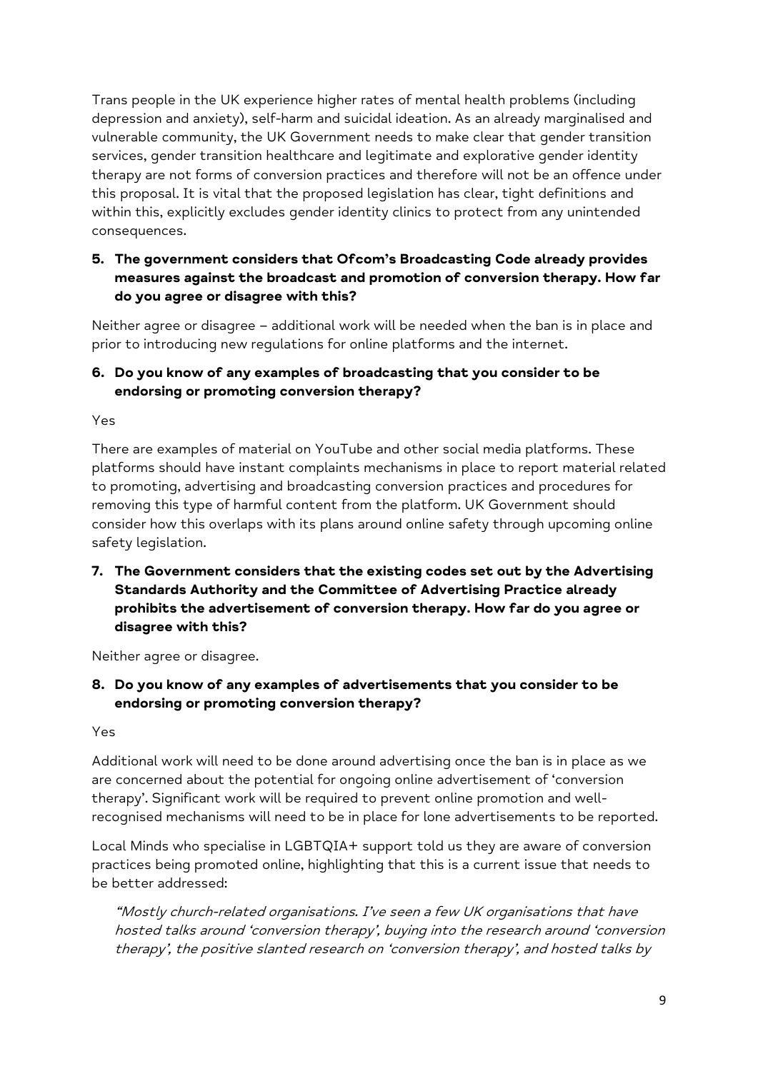Trans people in the UK experience higher rates of mental health problems (including depression and anxiety), self-harm and suicidal ideation. As an already marginalised and vulnerable community, the UK Government needs to make clear that gender transition services, gender transition healthcare and legitimate and explorative gender identity therapy are not forms of conversion practices and therefore will not be an offence under this proposal. It is vital that the proposed legislation has clear, tight definitions and within this, explicitly excludes gender identity clinics to protect from any unintended consequences.

**5. The government considers that Ofcom's Broadcasting Code already provides measures against the broadcast and promotion of conversion therapy. How far do you agree or disagree with this?**

Neither agree or disagree – additional work will be needed when the ban is in place and prior to introducing new regulations for online platforms and the internet.

**6. Do you know of any examples of broadcasting that you consider to be endorsing or promoting conversion therapy?**

Yes

There are examples of material on YouTube and other social media platforms. These platforms should have instant complaints mechanisms in place to report material related to promoting, advertising and broadcasting conversion practices and procedures for removing this type of harmful content from the platform. UK Government should consider how this overlaps with its plans around online safety through upcoming online safety legislation.

**7. The Government considers that the existing codes set out by the Advertising Standards Authority and the Committee of Advertising Practice already prohibits the advertisement of conversion therapy. How far do you agree or disagree with this?**

Neither agree or disagree.

**8. Do you know of any examples of advertisements that you consider to be endorsing or promoting conversion therapy?**

Yes

Additional work will need to be done around advertising once the ban is in place as we are concerned about the potential for ongoing online advertisement of 'conversion therapy'. Significant work will be required to prevent online promotion and well-recognised mechanisms will need to be in place for lone advertisements to be reported.

Local Minds who specialise in LGBTQIA+ support told us they are aware of conversion practices being promoted online, highlighting that this is a current issue that needs to be better addressed:

> *"Mostly church-related organisations. I've seen a few UK organisations that have hosted talks around 'conversion therapy', buying into the research around 'conversion therapy', the positive slanted research on 'conversion therapy', and hosted talks by*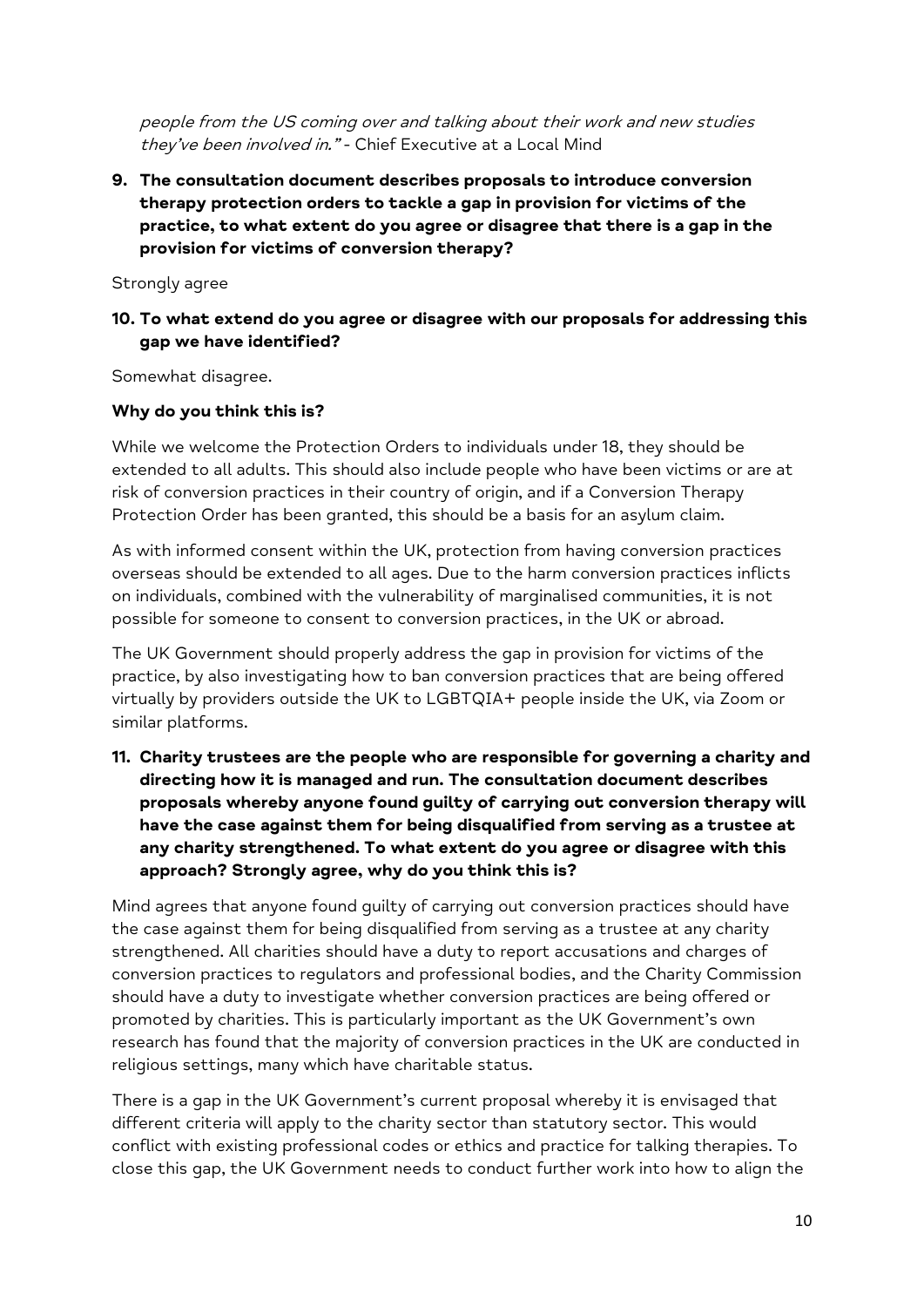*people from the US coming over and talking about their work and new studies they've been involved in."* - Chief Executive at a Local Mind

**9. The consultation document describes proposals to introduce conversion therapy protection orders to tackle a gap in provision for victims of the practice, to what extent do you agree or disagree that there is a gap in the provision for victims of conversion therapy?**

Strongly agree

**10. To what extend do you agree or disagree with our proposals for addressing this gap we have identified?**

Somewhat disagree.

**Why do you think this is?**

While we welcome the Protection Orders to individuals under 18, they should be extended to all adults. This should also include people who have been victims or are at risk of conversion practices in their country of origin, and if a Conversion Therapy Protection Order has been granted, this should be a basis for an asylum claim.

As with informed consent within the UK, protection from having conversion practices overseas should be extended to all ages. Due to the harm conversion practices inflicts on individuals, combined with the vulnerability of marginalised communities, it is not possible for someone to consent to conversion practices, in the UK or abroad.

The UK Government should properly address the gap in provision for victims of the practice, by also investigating how to ban conversion practices that are being offered virtually by providers outside the UK to LGBTQIA+ people inside the UK, via Zoom or similar platforms.

**11. Charity trustees are the people who are responsible for governing a charity and directing how it is managed and run. The consultation document describes proposals whereby anyone found guilty of carrying out conversion therapy will have the case against them for being disqualified from serving as a trustee at any charity strengthened. To what extent do you agree or disagree with this approach? Strongly agree, why do you think this is?**

Mind agrees that anyone found guilty of carrying out conversion practices should have the case against them for being disqualified from serving as a trustee at any charity strengthened. All charities should have a duty to report accusations and charges of conversion practices to regulators and professional bodies, and the Charity Commission should have a duty to investigate whether conversion practices are being offered or promoted by charities. This is particularly important as the UK Government's own research has found that the majority of conversion practices in the UK are conducted in religious settings, many which have charitable status.

There is a gap in the UK Government's current proposal whereby it is envisaged that different criteria will apply to the charity sector than statutory sector. This would conflict with existing professional codes or ethics and practice for talking therapies. To close this gap, the UK Government needs to conduct further work into how to align the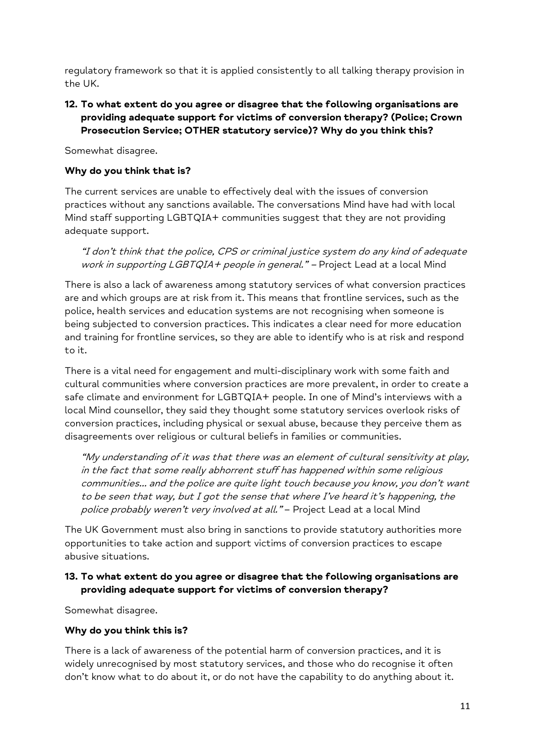regulatory framework so that it is applied consistently to all talking therapy provision in the UK.

**12. To what extent do you agree or disagree that the following organisations are providing adequate support for victims of conversion therapy? (Police; Crown Prosecution Service; OTHER statutory service)? Why do you think this?**

Somewhat disagree.

**Why do you think that is?**

The current services are unable to effectively deal with the issues of conversion practices without any sanctions available. The conversations Mind have had with local Mind staff supporting LGBTQIA+ communities suggest that they are not providing adequate support.

> *"I don't think that the police, CPS or criminal justice system do any kind of adequate work in supporting LGBTQIA+ people in general."* – Project Lead at a local Mind

There is also a lack of awareness among statutory services of what conversion practices are and which groups are at risk from it. This means that frontline services, such as the police, health services and education systems are not recognising when someone is being subjected to conversion practices. This indicates a clear need for more education and training for frontline services, so they are able to identify who is at risk and respond to it.

There is a vital need for engagement and multi-disciplinary work with some faith and cultural communities where conversion practices are more prevalent, in order to create a safe climate and environment for LGBTQIA+ people. In one of Mind's interviews with a local Mind counsellor, they said they thought some statutory services overlook risks of conversion practices, including physical or sexual abuse, because they perceive them as disagreements over religious or cultural beliefs in families or communities.

> *"My understanding of it was that there was an element of cultural sensitivity at play, in the fact that some really abhorrent stuff has happened within some religious communities… and the police are quite light touch because you know, you don't want to be seen that way, but I got the sense that where I've heard it's happening, the police probably weren't very involved at all."* – Project Lead at a local Mind

The UK Government must also bring in sanctions to provide statutory authorities more opportunities to take action and support victims of conversion practices to escape abusive situations.

**13. To what extent do you agree or disagree that the following organisations are providing adequate support for victims of conversion therapy?**

Somewhat disagree.

**Why do you think this is?**

There is a lack of awareness of the potential harm of conversion practices, and it is widely unrecognised by most statutory services, and those who do recognise it often don't know what to do about it, or do not have the capability to do anything about it.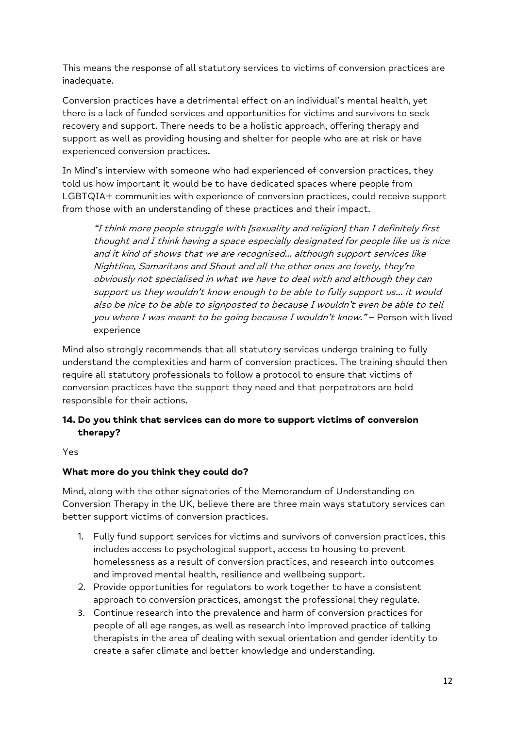This means the response of all statutory services to victims of conversion practices are inadequate.

Conversion practices have a detrimental effect on an individual's mental health, yet there is a lack of funded services and opportunities for victims and survivors to seek recovery and support. There needs to be a holistic approach, offering therapy and support as well as providing housing and shelter for people who are at risk or have experienced conversion practices.

In Mind's interview with someone who had experienced ~~of~~ conversion practices, they told us how important it would be to have dedicated spaces where people from LGBTQIA+ communities with experience of conversion practices, could receive support from those with an understanding of these practices and their impact.

> *"I think more people struggle with [sexuality and religion] than I definitely first thought and I think having a space especially designated for people like us is nice and it kind of shows that we are recognised… although support services like Nightline, Samaritans and Shout and all the other ones are lovely, they're obviously not specialised in what we have to deal with and although they can support us they wouldn't know enough to be able to fully support us… it would also be nice to be able to signposted to because I wouldn't even be able to tell you where I was meant to be going because I wouldn't know."* – Person with lived experience

Mind also strongly recommends that all statutory services undergo training to fully understand the complexities and harm of conversion practices. The training should then require all statutory professionals to follow a protocol to ensure that victims of conversion practices have the support they need and that perpetrators are held responsible for their actions.

**14. Do you think that services can do more to support victims of conversion therapy?**

Yes

**What more do you think they could do?**

Mind, along with the other signatories of the Memorandum of Understanding on Conversion Therapy in the UK, believe there are three main ways statutory services can better support victims of conversion practices.

1. Fully fund support services for victims and survivors of conversion practices, this includes access to psychological support, access to housing to prevent homelessness as a result of conversion practices, and research into outcomes and improved mental health, resilience and wellbeing support.
2. Provide opportunities for regulators to work together to have a consistent approach to conversion practices, amongst the professional they regulate.
3. Continue research into the prevalence and harm of conversion practices for people of all age ranges, as well as research into improved practice of talking therapists in the area of dealing with sexual orientation and gender identity to create a safer climate and better knowledge and understanding.